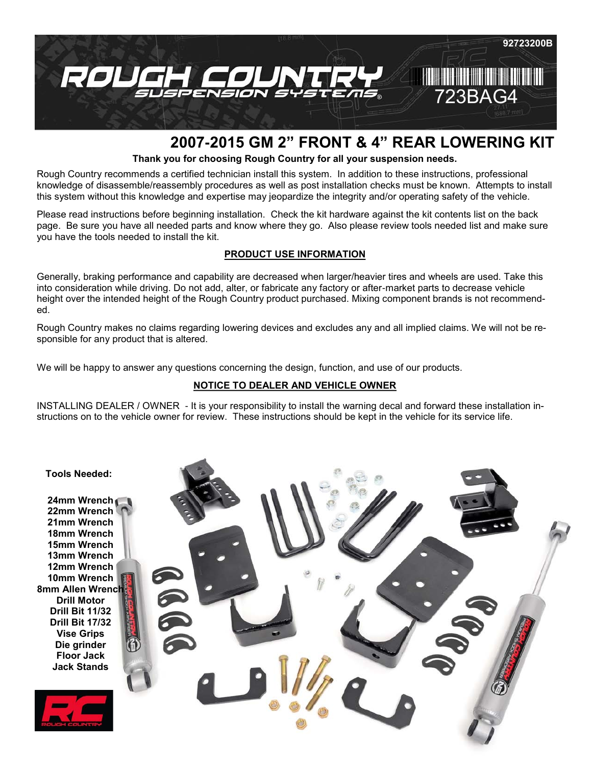92723200B

723BAG4

# 2007-2015 GM 2" FRONT & 4" REAR LOWERING KIT

**Thank you for choosing Rough Country for all your suspension needs.**

Rough Country recommends a certified technician install this system. In addition to these instructions, professional knowledge of disassemble/reassembly procedures as well as post installation checks must be known. Attempts to install this system without this knowledge and expertise may jeopardize the integrity and/or operating safety of the vehicle.

Please read instructions before beginning installation. Check the kit hardware against the kit contents list on the back page. Be sure you have all needed parts and know where they go. Also please review tools needed list and make sure you have the tools needed to install the kit.

## PRODUCT USE INFORMATION

Generally, braking performance and capability are decreased when larger/heavier tires and wheels are used. Take this into consideration while driving. Do not add, alter, or fabricate any factory or after-market parts to decrease vehicle height over the intended height of the Rough Country product purchased. Mixing component brands is not recommended.

Rough Country makes no claims regarding lowering devices and excludes any and all implied claims. We will not be responsible for any product that is altered.

We will be happy to answer any questions concerning the design, function, and use of our products.

## NOTICE TO DEALER AND VEHICLE OWNER

INSTALLING DEALER / OWNER - It is your responsibility to install the warning decal and forward these installation instructions on to the vehicle owner for review. These instructions should be kept in the vehicle for its service life.

**Tools Needed:**

- 24mm Wrench
- 22mm Wrench
- 21mm Wrench
- 18mm Wrench
- 15mm Wrench
- 13mm Wrench
- 12mm Wrench
- 10mm Wrench
- 8mm Allen Wrench
- Drill Motor
- Drill Bit 11/32
- Drill Bit 17/32
- Vise Grips
- Die grinder
- Floor Jack
- Jack Stands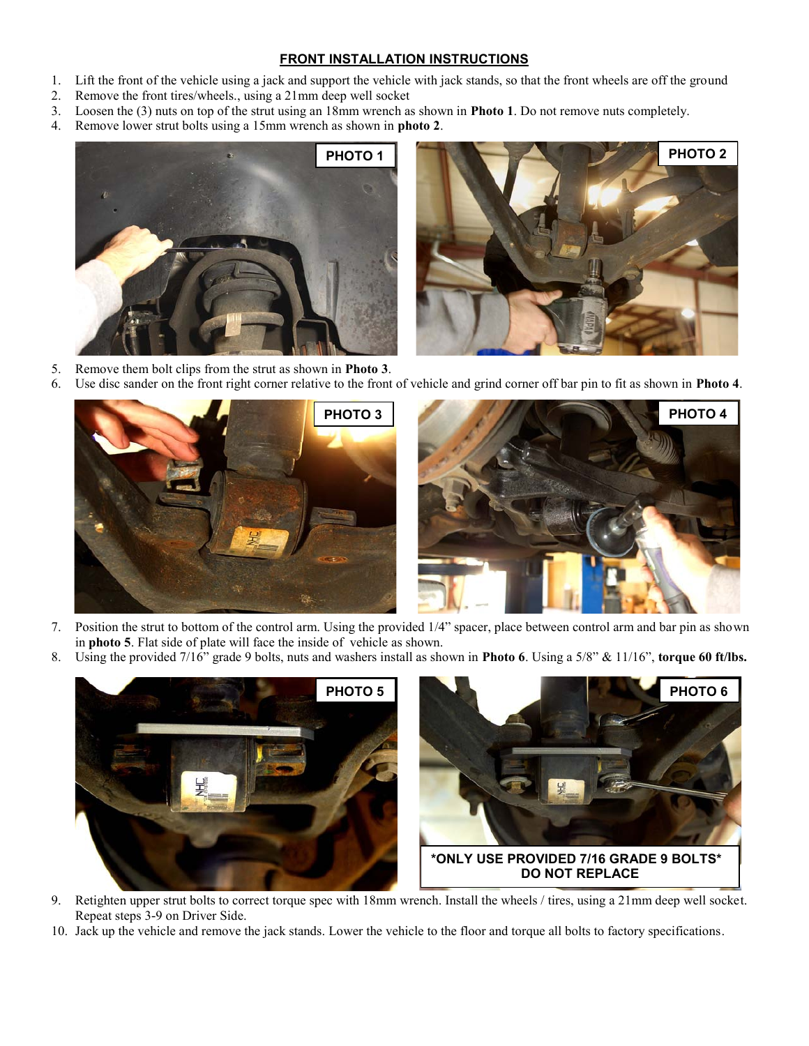## FRONT INSTALLATION INSTRUCTIONS

1. Lift the front of the vehicle using a jack and support the vehicle with jack stands, so that the front wheels are off the ground
2. Remove the front tires/wheels., using a 21mm deep well socket
3. Loosen the (3) nuts on top of the strut using an 18mm wrench as shown in **Photo 1**. Do not remove nuts completely.
4. Remove lower strut bolts using a 15mm wrench as shown in **photo 2**.

PHOTO 1

PHOTO 2

5. Remove them bolt clips from the strut as shown in **Photo 3**.
6. Use disc sander on the front right corner relative to the front of vehicle and grind corner off bar pin to fit as shown in **Photo 4**.

PHOTO 3

PHOTO 4

7. Position the strut to bottom of the control arm. Using the provided 1/4" spacer, place between control arm and bar pin as shown in **photo 5**. Flat side of plate will face the inside of vehicle as shown.
8. Using the provided 7/16" grade 9 bolts, nuts and washers install as shown in **Photo 6**. Using a 5/8" & 11/16", **torque 60 ft/lbs.**

PHOTO 5

PHOTO 6

***ONLY USE PROVIDED 7/16 GRADE 9 BOLTS* DO NOT REPLACE**

9. Retighten upper strut bolts to correct torque spec with 18mm wrench. Install the wheels / tires, using a 21mm deep well socket. Repeat steps 3-9 on Driver Side.
10. Jack up the vehicle and remove the jack stands. Lower the vehicle to the floor and torque all bolts to factory specifications.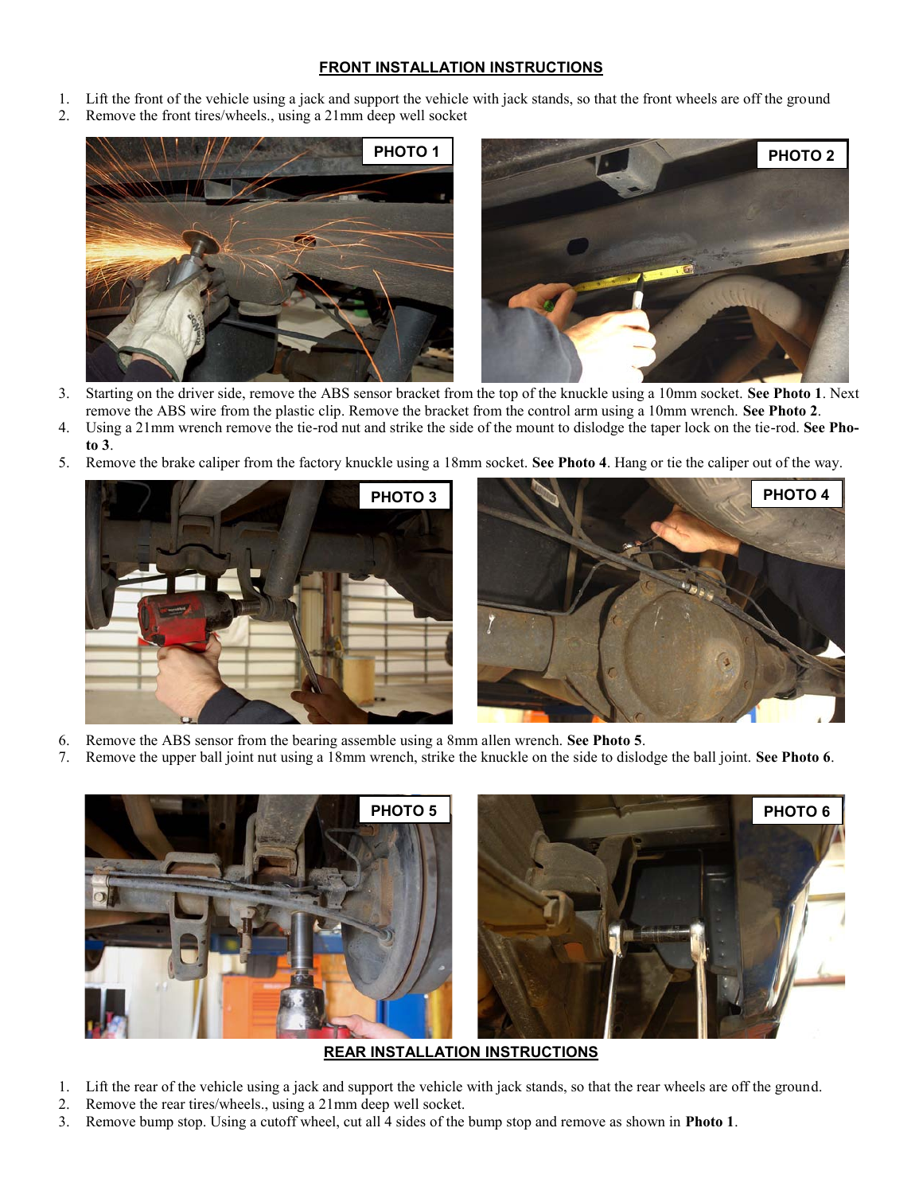## FRONT INSTALLATION INSTRUCTIONS

1. Lift the front of the vehicle using a jack and support the vehicle with jack stands, so that the front wheels are off the ground
2. Remove the front tires/wheels., using a 21mm deep well socket

PHOTO 1

PHOTO 2

3. Starting on the driver side, remove the ABS sensor bracket from the top of the knuckle using a 10mm socket. **See Photo 1**. Next remove the ABS wire from the plastic clip. Remove the bracket from the control arm using a 10mm wrench. **See Photo 2**.
4. Using a 21mm wrench remove the tie-rod nut and strike the side of the mount to dislodge the taper lock on the tie-rod. **See Photo 3**.
5. Remove the brake caliper from the factory knuckle using a 18mm socket. **See Photo 4**. Hang or tie the caliper out of the way.

PHOTO 3

PHOTO 4

6. Remove the ABS sensor from the bearing assemble using a 8mm allen wrench. **See Photo 5**.
7. Remove the upper ball joint nut using a 18mm wrench, strike the knuckle on the side to dislodge the ball joint. **See Photo 6**.

PHOTO 5

PHOTO 6

## REAR INSTALLATION INSTRUCTIONS

1. Lift the rear of the vehicle using a jack and support the vehicle with jack stands, so that the rear wheels are off the ground.
2. Remove the rear tires/wheels., using a 21mm deep well socket.
3. Remove bump stop. Using a cutoff wheel, cut all 4 sides of the bump stop and remove as shown in **Photo 1**.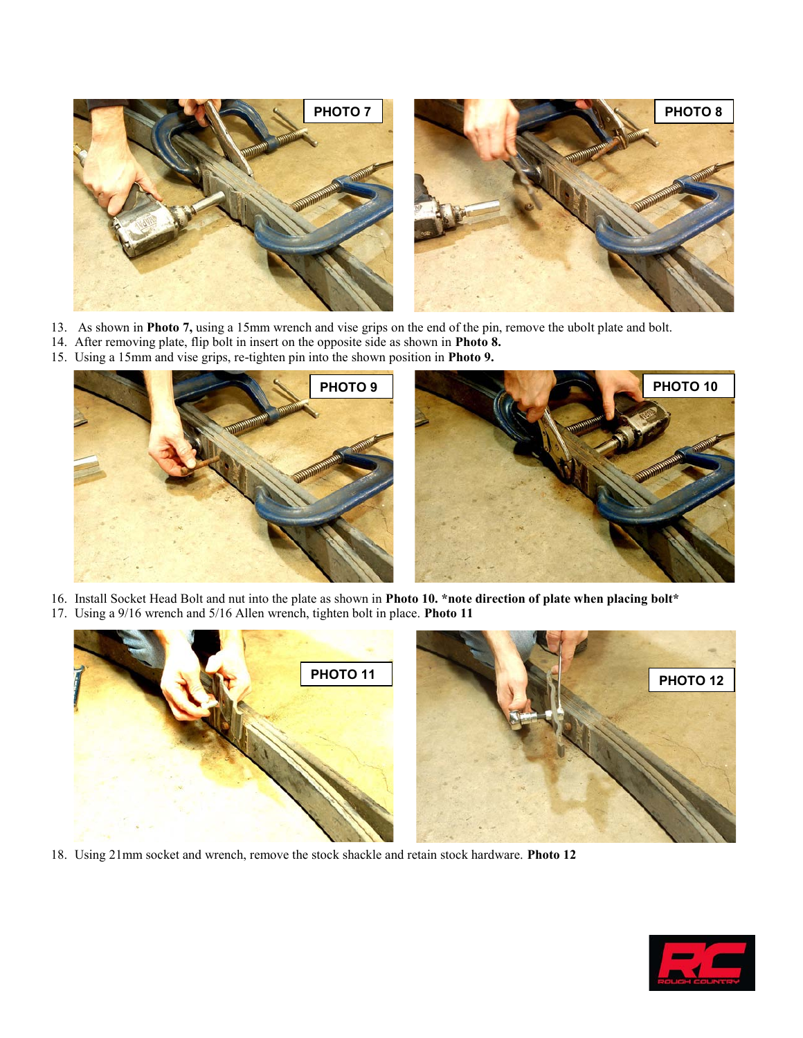13. As shown in **Photo 7,** using a 15mm wrench and vise grips on the end of the pin, remove the ubolt plate and bolt.
14. After removing plate, flip bolt in insert on the opposite side as shown in **Photo 8.**
15. Using a 15mm and vise grips, re-tighten pin into the shown position in **Photo 9.**
16. Install Socket Head Bolt and nut into the plate as shown in **Photo 10. *note direction of plate when placing bolt***
17. Using a 9/16 wrench and 5/16 Allen wrench, tighten bolt in place. **Photo 11**
18. Using 21mm socket and wrench, remove the stock shackle and retain stock hardware. **Photo 12**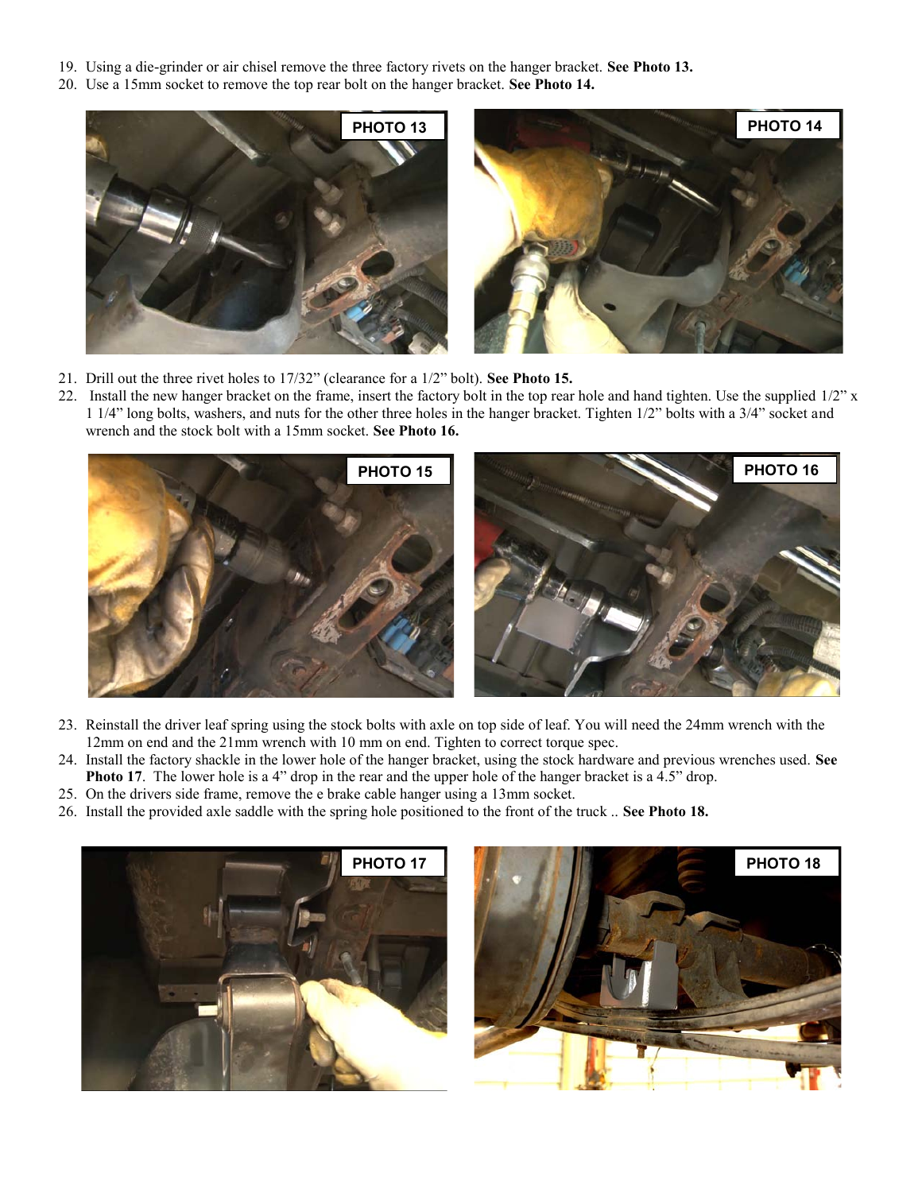19. Using a die-grinder or air chisel remove the three factory rivets on the hanger bracket. **See Photo 13.**
20. Use a 15mm socket to remove the top rear bolt on the hanger bracket. **See Photo 14.**

PHOTO 13

PHOTO 14

21. Drill out the three rivet holes to 17/32" (clearance for a 1/2" bolt). **See Photo 15.**
22. Install the new hanger bracket on the frame, insert the factory bolt in the top rear hole and hand tighten. Use the supplied 1/2" x 1 1/4" long bolts, washers, and nuts for the other three holes in the hanger bracket. Tighten 1/2" bolts with a 3/4" socket and wrench and the stock bolt with a 15mm socket. **See Photo 16.**

PHOTO 15

PHOTO 16

23. Reinstall the driver leaf spring using the stock bolts with axle on top side of leaf. You will need the 24mm wrench with the 12mm on end and the 21mm wrench with 10 mm on end. Tighten to correct torque spec.
24. Install the factory shackle in the lower hole of the hanger bracket, using the stock hardware and previous wrenches used. **See Photo 17**. The lower hole is a 4" drop in the rear and the upper hole of the hanger bracket is a 4.5" drop.
25. On the drivers side frame, remove the e brake cable hanger using a 13mm socket.
26. Install the provided axle saddle with the spring hole positioned to the front of the truck .. **See Photo 18.**

PHOTO 17

PHOTO 18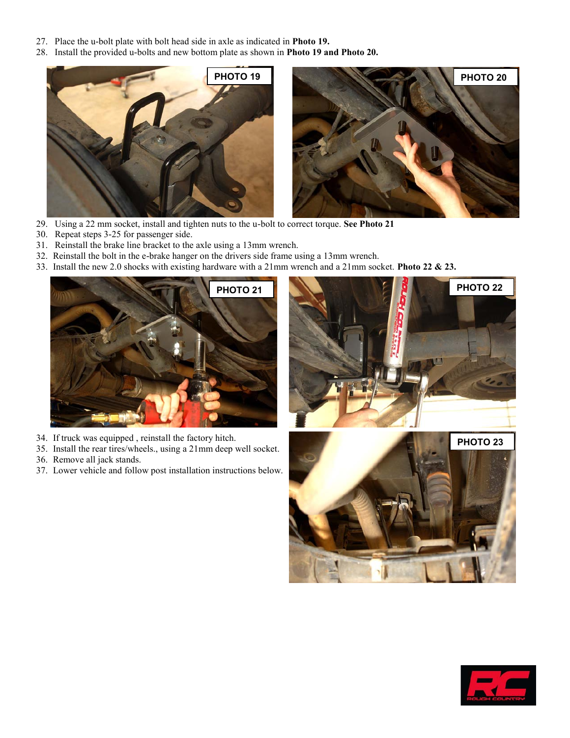27. Place the u-bolt plate with bolt head side in axle as indicated in **Photo 19.**
28. Install the provided u-bolts and new bottom plate as shown in **Photo 19 and Photo 20.**

PHOTO 19

PHOTO 20

29. Using a 22 mm socket, install and tighten nuts to the u-bolt to correct torque. **See Photo 21**
30. Repeat steps 3-25 for passenger side.
31. Reinstall the brake line bracket to the axle using a 13mm wrench.
32. Reinstall the bolt in the e-brake hanger on the drivers side frame using a 13mm wrench.
33. Install the new 2.0 shocks with existing hardware with a 21mm wrench and a 21mm socket. **Photo 22 & 23.**

PHOTO 21

PHOTO 22

34. If truck was equipped , reinstall the factory hitch.
35. Install the rear tires/wheels., using a 21mm deep well socket.
36. Remove all jack stands.
37. Lower vehicle and follow post installation instructions below.

PHOTO 23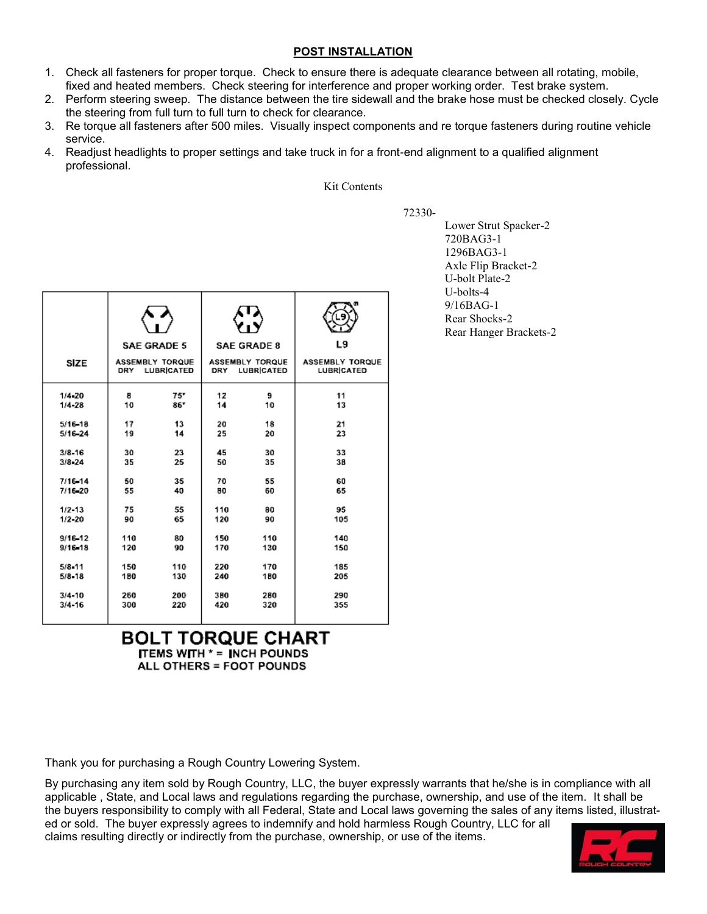## POST INSTALLATION

1. Check all fasteners for proper torque. Check to ensure there is adequate clearance between all rotating, mobile, fixed and heated members. Check steering for interference and proper working order. Test brake system.
2. Perform steering sweep. The distance between the tire sidewall and the brake hose must be checked closely. Cycle the steering from full turn to full turn to check for clearance.
3. Re torque all fasteners after 500 miles. Visually inspect components and re torque fasteners during routine vehicle service.
4. Readjust headlights to proper settings and take truck in for a front-end alignment to a qualified alignment professional.

Kit Contents

72330-

- Lower Strut Spacker-2
- 720BAG3-1
- 1296BAG3-1
- Axle Flip Bracket-2
- U-bolt Plate-2
- U-bolts-4
- 9/16BAG-1
- Rear Shocks-2
- Rear Hanger Brackets-2

| SIZE | SAE GRADE 5 ASSEMBLY TORQUE | | SAE GRADE 8 ASSEMBLY TORQUE | | L9 ASSEMBLY TORQUE |
|---|---|---|---|---|---|
| | DRY | LUBRICATED | DRY | LUBRICATED | LUBRICATED |
| 1/4-20 | 8 | 75* | 12 | 9 | 11 |
| 1/4-28 | 10 | 86* | 14 | 10 | 13 |
| 5/16-18 | 17 | 13 | 20 | 18 | 21 |
| 5/16-24 | 19 | 14 | 25 | 20 | 23 |
| 3/8-16 | 30 | 23 | 45 | 30 | 33 |
| 3/8-24 | 35 | 25 | 50 | 35 | 38 |
| 7/16-14 | 50 | 35 | 70 | 55 | 60 |
| 7/16-20 | 55 | 40 | 80 | 60 | 65 |
| 1/2-13 | 75 | 55 | 110 | 80 | 95 |
| 1/2-20 | 90 | 65 | 120 | 90 | 105 |
| 9/16-12 | 110 | 80 | 150 | 110 | 140 |
| 9/16-18 | 120 | 90 | 170 | 130 | 150 |
| 5/8-11 | 150 | 110 | 220 | 170 | 185 |
| 5/8-18 | 180 | 130 | 240 | 180 | 205 |
| 3/4-10 | 260 | 200 | 380 | 280 | 290 |
| 3/4-16 | 300 | 220 | 420 | 320 | 355 |

**BOLT TORQUE CHART**
ITEMS WITH * = INCH POUNDS
ALL OTHERS = FOOT POUNDS

Thank you for purchasing a Rough Country Lowering System.

By purchasing any item sold by Rough Country, LLC, the buyer expressly warrants that he/she is in compliance with all applicable , State, and Local laws and regulations regarding the purchase, ownership, and use of the item. It shall be the buyers responsibility to comply with all Federal, State and Local laws governing the sales of any items listed, illustrated or sold. The buyer expressly agrees to indemnify and hold harmless Rough Country, LLC for all claims resulting directly or indirectly from the purchase, ownership, or use of the items.